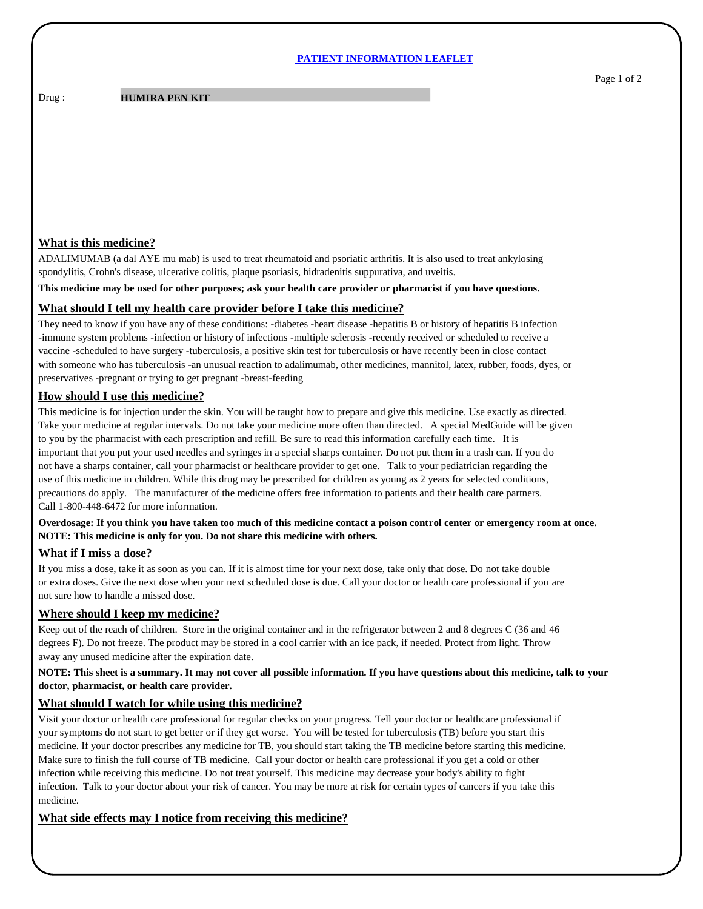# PATIENT INFORMATION LEAFLET

Drug : **HUMIRA PEN KIT**

## What is this medicine?

ADALIMUMAB (a dal AYE mu mab) is used to treat rheumatoid and psoriatic arthritis. It is also used to treat ankylosing spondylitis, Crohn's disease, ulcerative colitis, plaque psoriasis, hidradenitis suppurativa, and uveitis.

**This medicine may be used for other purposes; ask your health care provider or pharmacist if you have questions.**

## What should I tell my health care provider before I take this medicine?

They need to know if you have any of these conditions: -diabetes -heart disease -hepatitis B or history of hepatitis B infection -immune system problems -infection or history of infections -multiple sclerosis -recently received or scheduled to receive a vaccine -scheduled to have surgery -tuberculosis, a positive skin test for tuberculosis or have recently been in close contact with someone who has tuberculosis -an unusual reaction to adalimumab, other medicines, mannitol, latex, rubber, foods, dyes, or preservatives -pregnant or trying to get pregnant -breast-feeding

## How should I use this medicine?

This medicine is for injection under the skin. You will be taught how to prepare and give this medicine. Use exactly as directed. Take your medicine at regular intervals. Do not take your medicine more often than directed. A special MedGuide will be given to you by the pharmacist with each prescription and refill. Be sure to read this information carefully each time. It is important that you put your used needles and syringes in a special sharps container. Do not put them in a trash can. If you do not have a sharps container, call your pharmacist or healthcare provider to get one. Talk to your pediatrician regarding the use of this medicine in children. While this drug may be prescribed for children as young as 2 years for selected conditions, precautions do apply. The manufacturer of the medicine offers free information to patients and their health care partners. Call 1-800-448-6472 for more information.

**Overdosage: If you think you have taken too much of this medicine contact a poison control center or emergency room at once.**
**NOTE: This medicine is only for you. Do not share this medicine with others.**

## What if I miss a dose?

If you miss a dose, take it as soon as you can. If it is almost time for your next dose, take only that dose. Do not take double or extra doses. Give the next dose when your next scheduled dose is due. Call your doctor or health care professional if you are not sure how to handle a missed dose.

## Where should I keep my medicine?

Keep out of the reach of children. Store in the original container and in the refrigerator between 2 and 8 degrees C (36 and 46 degrees F). Do not freeze. The product may be stored in a cool carrier with an ice pack, if needed. Protect from light. Throw away any unused medicine after the expiration date.

**NOTE: This sheet is a summary. It may not cover all possible information. If you have questions about this medicine, talk to your doctor, pharmacist, or health care provider.**

## What should I watch for while using this medicine?

Visit your doctor or health care professional for regular checks on your progress. Tell your doctor or healthcare professional if your symptoms do not start to get better or if they get worse. You will be tested for tuberculosis (TB) before you start this medicine. If your doctor prescribes any medicine for TB, you should start taking the TB medicine before starting this medicine. Make sure to finish the full course of TB medicine. Call your doctor or health care professional if you get a cold or other infection while receiving this medicine. Do not treat yourself. This medicine may decrease your body's ability to fight infection. Talk to your doctor about your risk of cancer. You may be more at risk for certain types of cancers if you take this medicine.

## What side effects may I notice from receiving this medicine?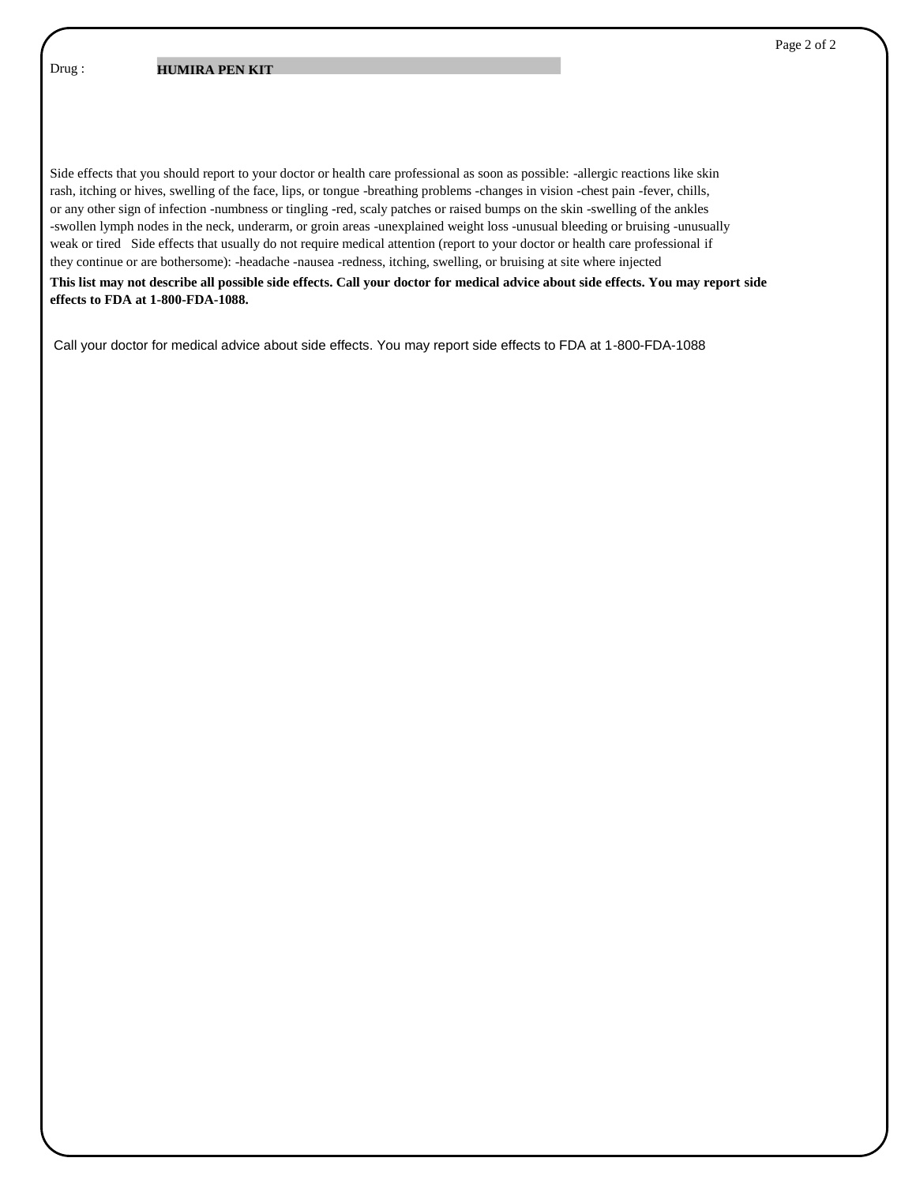Drug : **HUMIRA PEN KIT**

Side effects that you should report to your doctor or health care professional as soon as possible: -allergic reactions like skin rash, itching or hives, swelling of the face, lips, or tongue -breathing problems -changes in vision -chest pain -fever, chills, or any other sign of infection -numbness or tingling -red, scaly patches or raised bumps on the skin -swelling of the ankles -swollen lymph nodes in the neck, underarm, or groin areas -unexplained weight loss -unusual bleeding or bruising -unusually weak or tired Side effects that usually do not require medical attention (report to your doctor or health care professional if they continue or are bothersome): -headache -nausea -redness, itching, swelling, or bruising at site where injected

**This list may not describe all possible side effects. Call your doctor for medical advice about side effects. You may report side effects to FDA at 1-800-FDA-1088.**

Call your doctor for medical advice about side effects. You may report side effects to FDA at 1-800-FDA-1088